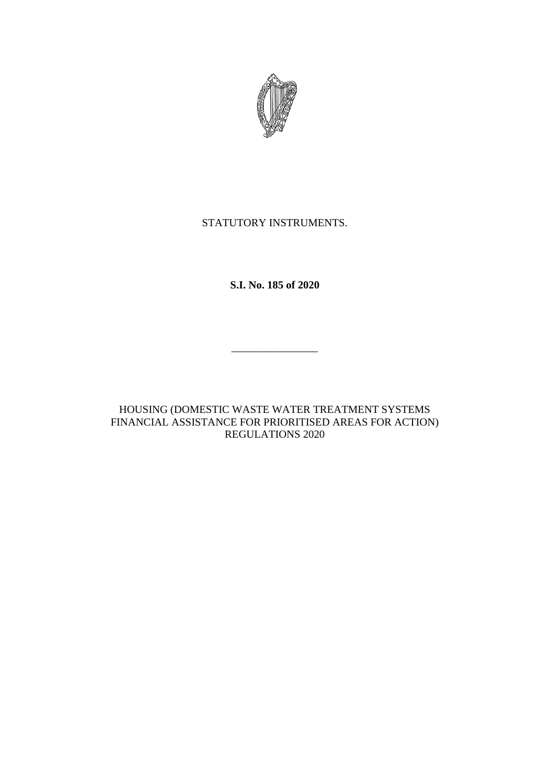STATUTORY INSTRUMENTS.

**S.I. No. 185 of 2020**

---

HOUSING (DOMESTIC WASTE WATER TREATMENT SYSTEMS FINANCIAL ASSISTANCE FOR PRIORITISED AREAS FOR ACTION) REGULATIONS 2020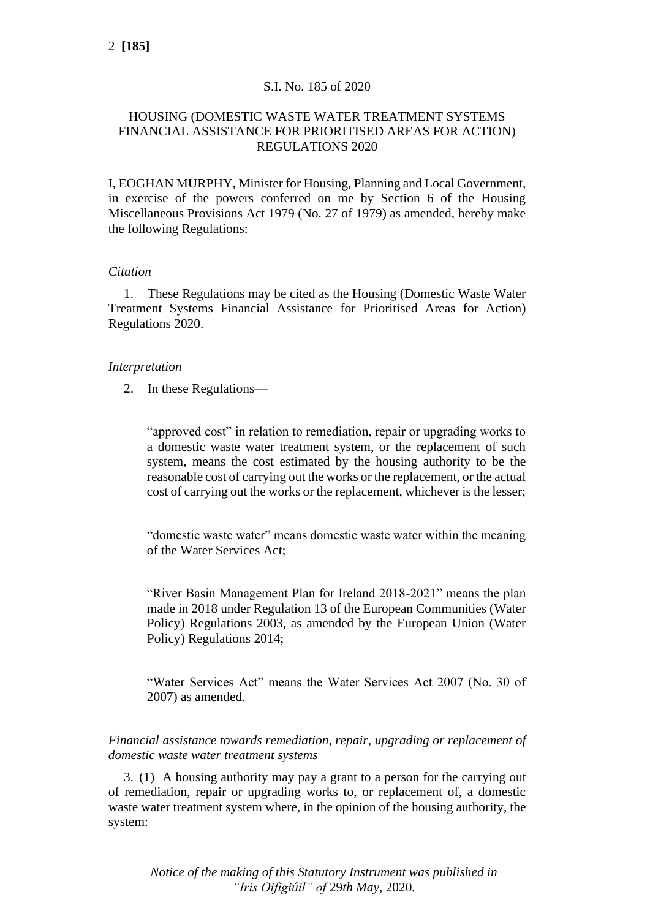S.I. No. 185 of 2020

HOUSING (DOMESTIC WASTE WATER TREATMENT SYSTEMS FINANCIAL ASSISTANCE FOR PRIORITISED AREAS FOR ACTION) REGULATIONS 2020

I, EOGHAN MURPHY, Minister for Housing, Planning and Local Government, in exercise of the powers conferred on me by Section 6 of the Housing Miscellaneous Provisions Act 1979 (No. 27 of 1979) as amended, hereby make the following Regulations:

*Citation*

1. These Regulations may be cited as the Housing (Domestic Waste Water Treatment Systems Financial Assistance for Prioritised Areas for Action) Regulations 2020.

*Interpretation*

2. In these Regulations—

"approved cost" in relation to remediation, repair or upgrading works to a domestic waste water treatment system, or the replacement of such system, means the cost estimated by the housing authority to be the reasonable cost of carrying out the works or the replacement, or the actual cost of carrying out the works or the replacement, whichever is the lesser;

"domestic waste water" means domestic waste water within the meaning of the Water Services Act;

"River Basin Management Plan for Ireland 2018-2021" means the plan made in 2018 under Regulation 13 of the European Communities (Water Policy) Regulations 2003, as amended by the European Union (Water Policy) Regulations 2014;

"Water Services Act" means the Water Services Act 2007 (No. 30 of 2007) as amended.

*Financial assistance towards remediation, repair, upgrading or replacement of domestic waste water treatment systems*

3. (1) A housing authority may pay a grant to a person for the carrying out of remediation, repair or upgrading works to, or replacement of, a domestic waste water treatment system where, in the opinion of the housing authority, the system:

*Notice of the making of this Statutory Instrument was published in "Iris Oifigiúil" of 29th May, 2020.*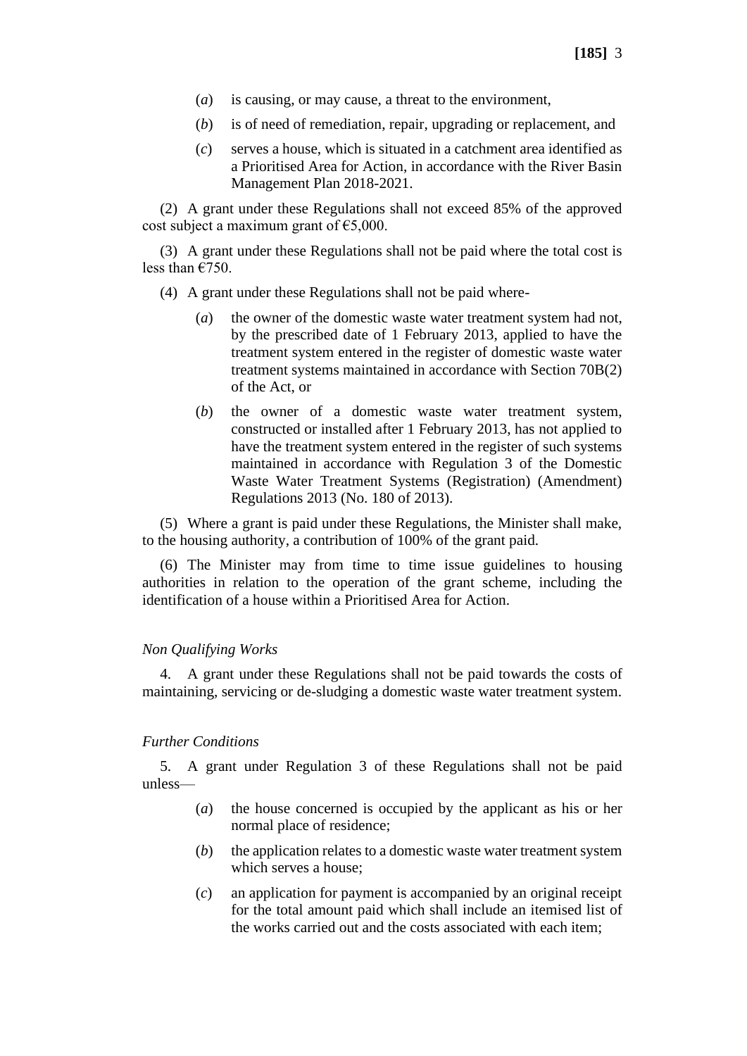(*a*) is causing, or may cause, a threat to the environment,

(*b*) is of need of remediation, repair, upgrading or replacement, and

(*c*) serves a house, which is situated in a catchment area identified as a Prioritised Area for Action, in accordance with the River Basin Management Plan 2018-2021.

(2) A grant under these Regulations shall not exceed 85% of the approved cost subject a maximum grant of €5,000.

(3) A grant under these Regulations shall not be paid where the total cost is less than €750.

(4) A grant under these Regulations shall not be paid where-

(*a*) the owner of the domestic waste water treatment system had not, by the prescribed date of 1 February 2013, applied to have the treatment system entered in the register of domestic waste water treatment systems maintained in accordance with Section 70B(2) of the Act, or

(*b*) the owner of a domestic waste water treatment system, constructed or installed after 1 February 2013, has not applied to have the treatment system entered in the register of such systems maintained in accordance with Regulation 3 of the Domestic Waste Water Treatment Systems (Registration) (Amendment) Regulations 2013 (No. 180 of 2013).

(5) Where a grant is paid under these Regulations, the Minister shall make, to the housing authority, a contribution of 100% of the grant paid.

(6) The Minister may from time to time issue guidelines to housing authorities in relation to the operation of the grant scheme, including the identification of a house within a Prioritised Area for Action.

*Non Qualifying Works*

4. A grant under these Regulations shall not be paid towards the costs of maintaining, servicing or de-sludging a domestic waste water treatment system.

*Further Conditions*

5. A grant under Regulation 3 of these Regulations shall not be paid unless—

(*a*) the house concerned is occupied by the applicant as his or her normal place of residence;

(*b*) the application relates to a domestic waste water treatment system which serves a house;

(*c*) an application for payment is accompanied by an original receipt for the total amount paid which shall include an itemised list of the works carried out and the costs associated with each item;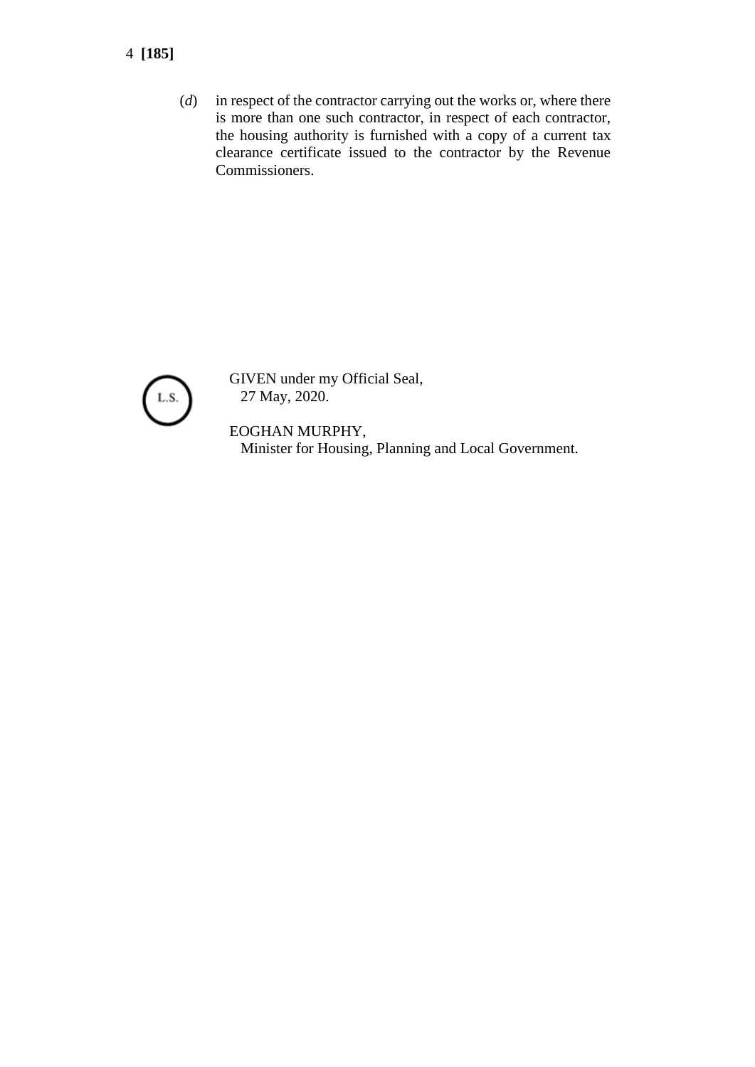(*d*) in respect of the contractor carrying out the works or, where there is more than one such contractor, in respect of each contractor, the housing authority is furnished with a copy of a current tax clearance certificate issued to the contractor by the Revenue Commissioners.

L.S.

GIVEN under my Official Seal,
27 May, 2020.

EOGHAN MURPHY,
Minister for Housing, Planning and Local Government.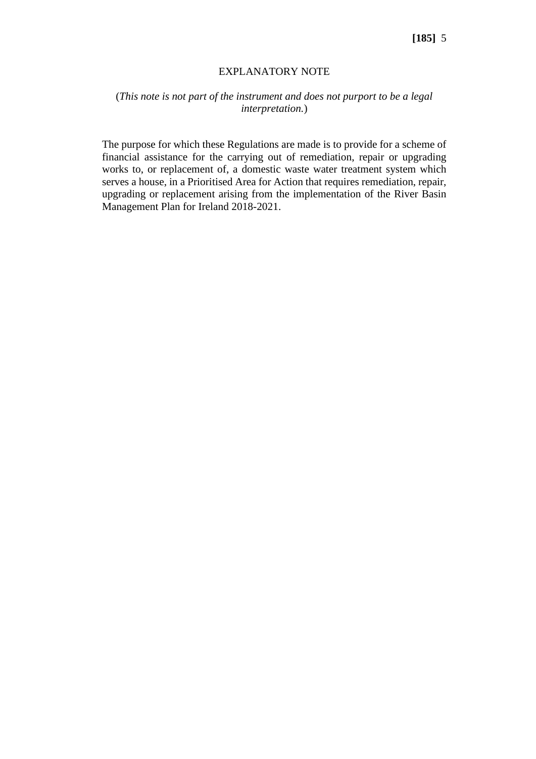## EXPLANATORY NOTE

(*This note is not part of the instrument and does not purport to be a legal interpretation.*)

The purpose for which these Regulations are made is to provide for a scheme of financial assistance for the carrying out of remediation, repair or upgrading works to, or replacement of, a domestic waste water treatment system which serves a house, in a Prioritised Area for Action that requires remediation, repair, upgrading or replacement arising from the implementation of the River Basin Management Plan for Ireland 2018-2021.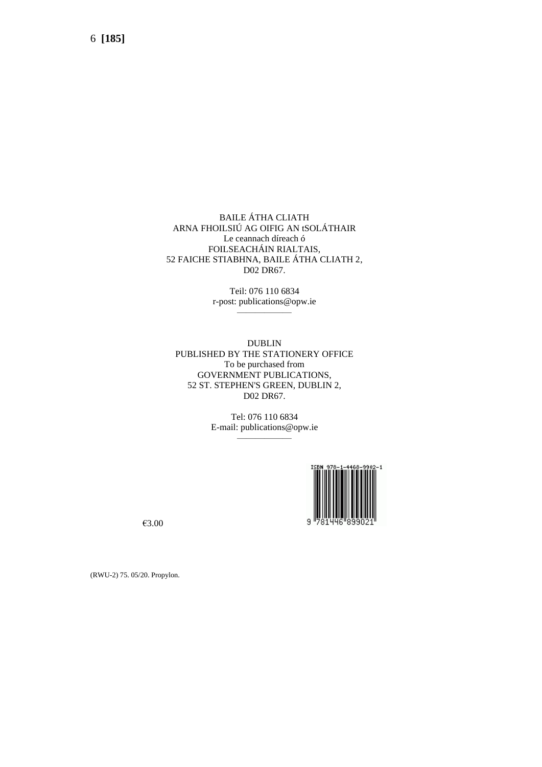BAILE ÁTHA CLIATH
ARNA FHOILSIÚ AG OIFIG AN tSOLÁTHAIR
Le ceannach díreach ó
FOILSEACHÁIN RIALTAIS,
52 FAICHE STIABHNA, BAILE ÁTHA CLIATH 2,
D02 DR67.

Teil: 076 110 6834
r-post: publications@opw.ie

---

DUBLIN
PUBLISHED BY THE STATIONERY OFFICE
To be purchased from
GOVERNMENT PUBLICATIONS,
52 ST. STEPHEN'S GREEN, DUBLIN 2,
D02 DR67.

Tel: 076 110 6834
E-mail: publications@opw.ie

---

ISBN 978-1-4468-9902-1

9 781446 899021

€3.00

(RWU-2) 75. 05/20. Propylon.